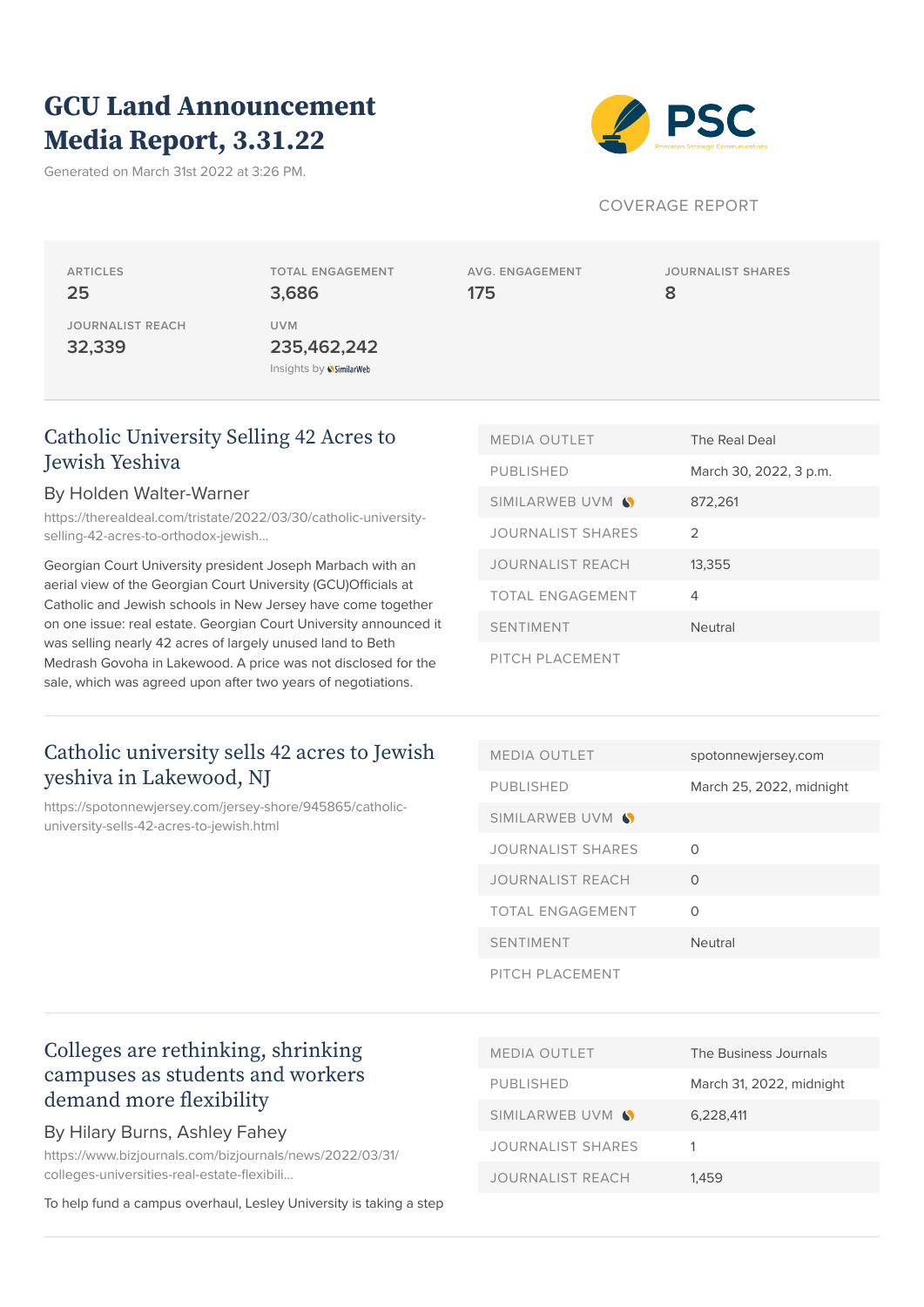# GCU Land Announcement Media Report, 3.31.22

Generated on March 31st 2022 at 3:26 PM.

PSC

Princeton Strategic Communications

COVERAGE REPORT

| ARTICLES | TOTAL ENGAGEMENT | AVG. ENGAGEMENT | JOURNALIST SHARES |
|---|---|---|---|
| 25 | 3,686 | 175 | 8 |
| **JOURNALIST REACH** | **UVM** | | |
| 32,339 | 235,462,242 | | |

Insights by SimilarWeb

## Catholic University Selling 42 Acres to Jewish Yeshiva

By Holden Walter-Warner

https://therealdeal.com/tristate/2022/03/30/catholic-university-selling-42-acres-to-orthodox-jewish...

Georgian Court University president Joseph Marbach with an aerial view of the Georgian Court University (GCU)Officials at Catholic and Jewish schools in New Jersey have come together on one issue: real estate. Georgian Court University announced it was selling nearly 42 acres of largely unused land to Beth Medrash Govoha in Lakewood. A price was not disclosed for the sale, which was agreed upon after two years of negotiations.

| | |
|---|---|
| MEDIA OUTLET | The Real Deal |
| PUBLISHED | March 30, 2022, 3 p.m. |
| SIMILARWEB UVM | 872,261 |
| JOURNALIST SHARES | 2 |
| JOURNALIST REACH | 13,355 |
| TOTAL ENGAGEMENT | 4 |
| SENTIMENT | Neutral |
| PITCH PLACEMENT | |

## Catholic university sells 42 acres to Jewish yeshiva in Lakewood, NJ

https://spotonnewjersey.com/jersey-shore/945865/catholic-university-sells-42-acres-to-jewish.html

| | |
|---|---|
| MEDIA OUTLET | spotonnewjersey.com |
| PUBLISHED | March 25, 2022, midnight |
| SIMILARWEB UVM | |
| JOURNALIST SHARES | 0 |
| JOURNALIST REACH | 0 |
| TOTAL ENGAGEMENT | 0 |
| SENTIMENT | Neutral |
| PITCH PLACEMENT | |

## Colleges are rethinking, shrinking campuses as students and workers demand more flexibility

By Hilary Burns, Ashley Fahey

https://www.bizjournals.com/bizjournals/news/2022/03/31/colleges-universities-real-estate-flexibili...

To help fund a campus overhaul, Lesley University is taking a step

| | |
|---|---|
| MEDIA OUTLET | The Business Journals |
| PUBLISHED | March 31, 2022, midnight |
| SIMILARWEB UVM | 6,228,411 |
| JOURNALIST SHARES | 1 |
| JOURNALIST REACH | 1,459 |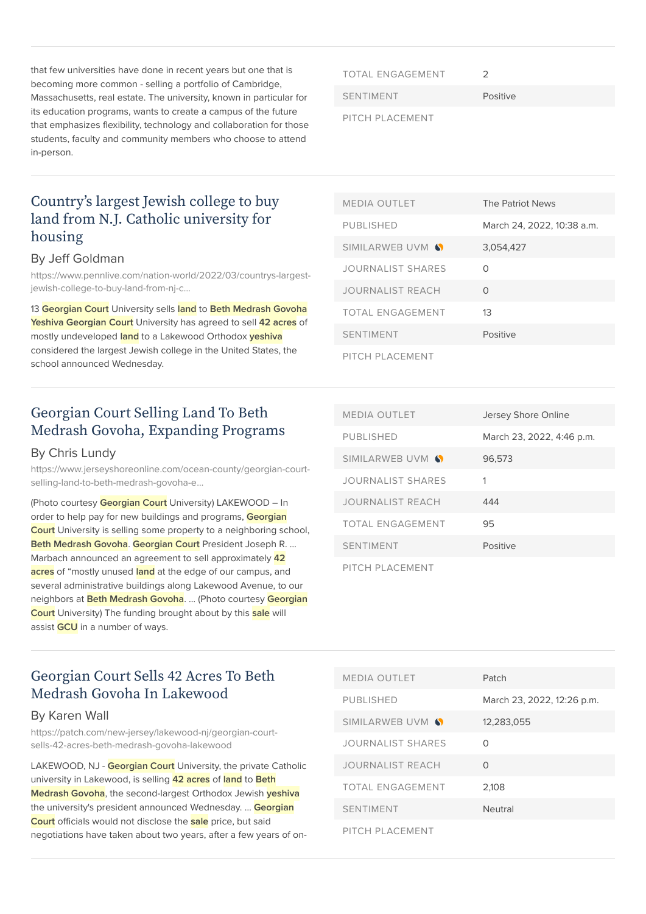that few universities have done in recent years but one that is becoming more common - selling a portfolio of Cambridge, Massachusetts, real estate. The university, known in particular for its education programs, wants to create a campus of the future that emphasizes flexibility, technology and collaboration for those students, faculty and community members who choose to attend in-person.

| | |
|---|---|
| TOTAL ENGAGEMENT | 2 |
| SENTIMENT | Positive |
| PITCH PLACEMENT | |

---

## Country's largest Jewish college to buy land from N.J. Catholic university for housing

By Jeff Goldman

https://www.pennlive.com/nation-world/2022/03/countrys-largest-jewish-college-to-buy-land-from-nj-c...

13 Georgian Court University sells land to Beth Medrash Govoha Yeshiva Georgian Court University has agreed to sell 42 acres of mostly undeveloped land to a Lakewood Orthodox yeshiva considered the largest Jewish college in the United States, the school announced Wednesday.

| | |
|---|---|
| MEDIA OUTLET | The Patriot News |
| PUBLISHED | March 24, 2022, 10:38 a.m. |
| SIMILARWEB UVM | 3,054,427 |
| JOURNALIST SHARES | 0 |
| JOURNALIST REACH | 0 |
| TOTAL ENGAGEMENT | 13 |
| SENTIMENT | Positive |
| PITCH PLACEMENT | |

---

## Georgian Court Selling Land To Beth Medrash Govoha, Expanding Programs

By Chris Lundy

https://www.jerseyshoreonline.com/ocean-county/georgian-court-selling-land-to-beth-medrash-govoha-e...

(Photo courtesy Georgian Court University) LAKEWOOD – In order to help pay for new buildings and programs, Georgian Court University is selling some property to a neighboring school, Beth Medrash Govoha. Georgian Court President Joseph R. ... Marbach announced an agreement to sell approximately 42 acres of "mostly unused land at the edge of our campus, and several administrative buildings along Lakewood Avenue, to our neighbors at Beth Medrash Govoha. ... (Photo courtesy Georgian Court University) The funding brought about by this sale will assist GCU in a number of ways.

| | |
|---|---|
| MEDIA OUTLET | Jersey Shore Online |
| PUBLISHED | March 23, 2022, 4:46 p.m. |
| SIMILARWEB UVM | 96,573 |
| JOURNALIST SHARES | 1 |
| JOURNALIST REACH | 444 |
| TOTAL ENGAGEMENT | 95 |
| SENTIMENT | Positive |
| PITCH PLACEMENT | |

---

## Georgian Court Sells 42 Acres To Beth Medrash Govoha In Lakewood

By Karen Wall

https://patch.com/new-jersey/lakewood-nj/georgian-court-sells-42-acres-beth-medrash-govoha-lakewood

LAKEWOOD, NJ - Georgian Court University, the private Catholic university in Lakewood, is selling 42 acres of land to Beth Medrash Govoha, the second-largest Orthodox Jewish yeshiva the university's president announced Wednesday. ... Georgian Court officials would not disclose the sale price, but said negotiations have taken about two years, after a few years of on-

| | |
|---|---|
| MEDIA OUTLET | Patch |
| PUBLISHED | March 23, 2022, 12:26 p.m. |
| SIMILARWEB UVM | 12,283,055 |
| JOURNALIST SHARES | 0 |
| JOURNALIST REACH | 0 |
| TOTAL ENGAGEMENT | 2,108 |
| SENTIMENT | Neutral |
| PITCH PLACEMENT | |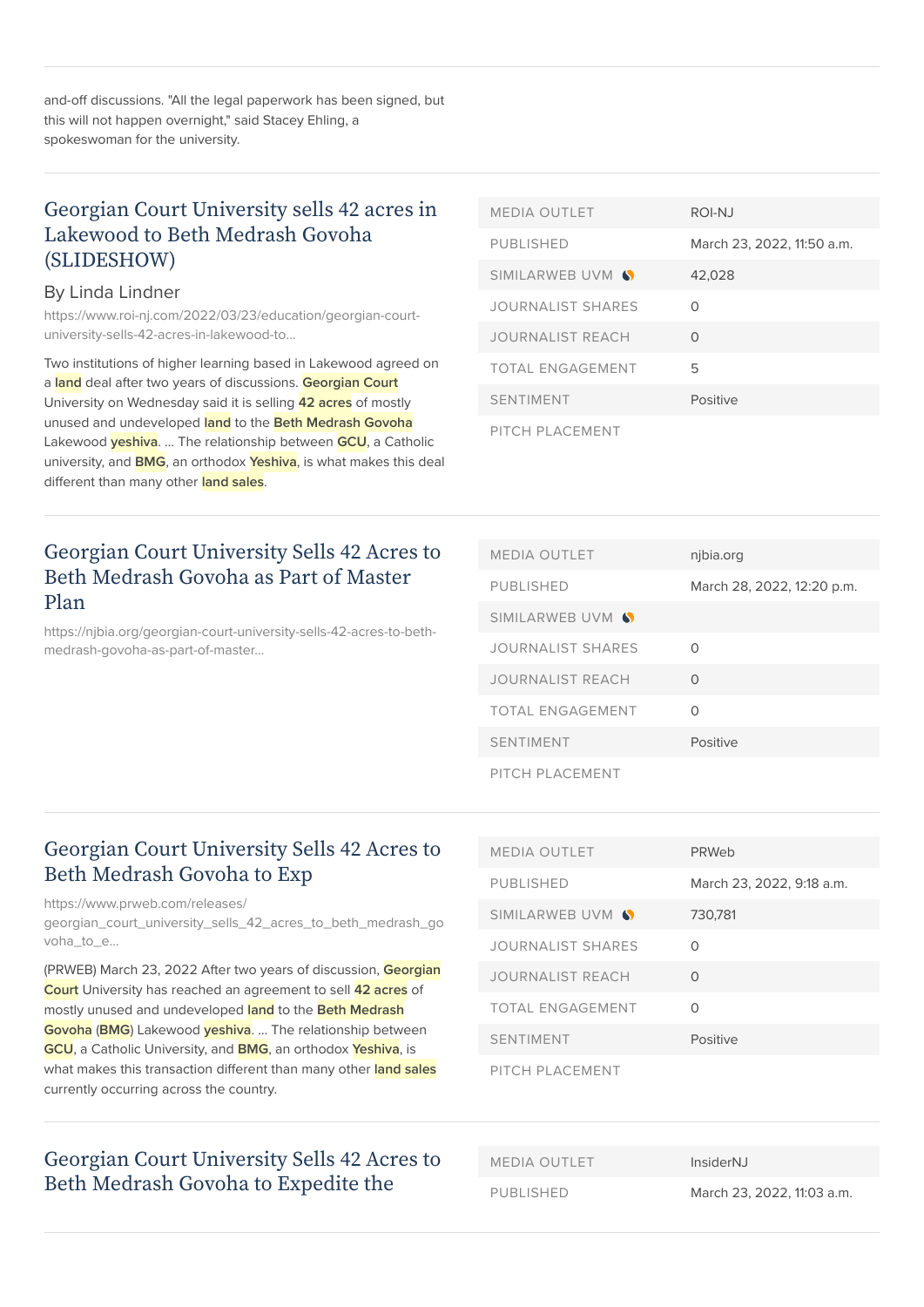and-off discussions. "All the legal paperwork has been signed, but this will not happen overnight," said Stacey Ehling, a spokeswoman for the university.

## Georgian Court University sells 42 acres in Lakewood to Beth Medrash Govoha (SLIDESHOW)

By Linda Lindner

https://www.roi-nj.com/2022/03/23/education/georgian-court-university-sells-42-acres-in-lakewood-to...

Two institutions of higher learning based in Lakewood agreed on a land deal after two years of discussions. Georgian Court University on Wednesday said it is selling 42 acres of mostly unused and undeveloped land to the Beth Medrash Govoha Lakewood yeshiva. ... The relationship between GCU, a Catholic university, and BMG, an orthodox Yeshiva, is what makes this deal different than many other land sales.

| | |
|---|---|
| MEDIA OUTLET | ROI-NJ |
| PUBLISHED | March 23, 2022, 11:50 a.m. |
| SIMILARWEB UVM | 42,028 |
| JOURNALIST SHARES | 0 |
| JOURNALIST REACH | 0 |
| TOTAL ENGAGEMENT | 5 |
| SENTIMENT | Positive |
| PITCH PLACEMENT | |

## Georgian Court University Sells 42 Acres to Beth Medrash Govoha as Part of Master Plan

https://njbia.org/georgian-court-university-sells-42-acres-to-beth-medrash-govoha-as-part-of-master...

| | |
|---|---|
| MEDIA OUTLET | njbia.org |
| PUBLISHED | March 28, 2022, 12:20 p.m. |
| SIMILARWEB UVM | |
| JOURNALIST SHARES | 0 |
| JOURNALIST REACH | 0 |
| TOTAL ENGAGEMENT | 0 |
| SENTIMENT | Positive |
| PITCH PLACEMENT | |

## Georgian Court University Sells 42 Acres to Beth Medrash Govoha to Exp

https://www.prweb.com/releases/georgian_court_university_sells_42_acres_to_beth_medrash_govoha_to_e...

(PRWEB) March 23, 2022 After two years of discussion, Georgian Court University has reached an agreement to sell 42 acres of mostly unused and undeveloped land to the Beth Medrash Govoha (BMG) Lakewood yeshiva. ... The relationship between GCU, a Catholic University, and BMG, an orthodox Yeshiva, is what makes this transaction different than many other land sales currently occurring across the country.

| | |
|---|---|
| MEDIA OUTLET | PRWeb |
| PUBLISHED | March 23, 2022, 9:18 a.m. |
| SIMILARWEB UVM | 730,781 |
| JOURNALIST SHARES | 0 |
| JOURNALIST REACH | 0 |
| TOTAL ENGAGEMENT | 0 |
| SENTIMENT | Positive |
| PITCH PLACEMENT | |

## Georgian Court University Sells 42 Acres to Beth Medrash Govoha to Expedite the

| | |
|---|---|
| MEDIA OUTLET | InsiderNJ |
| PUBLISHED | March 23, 2022, 11:03 a.m. |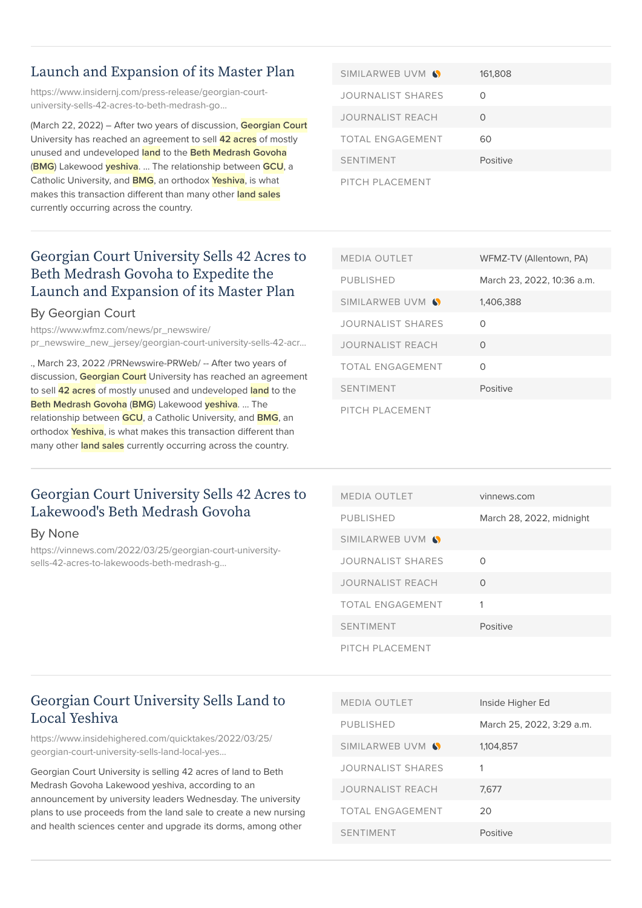## Launch and Expansion of its Master Plan

https://www.insidernj.com/press-release/georgian-court-university-sells-42-acres-to-beth-medrash-go...

(March 22, 2022) – After two years of discussion, Georgian Court University has reached an agreement to sell 42 acres of mostly unused and undeveloped land to the Beth Medrash Govoha (BMG) Lakewood yeshiva. ... The relationship between GCU, a Catholic University, and BMG, an orthodox Yeshiva, is what makes this transaction different than many other land sales currently occurring across the country.

| | |
|---|---|
| SIMILARWEB UVM | 161,808 |
| JOURNALIST SHARES | 0 |
| JOURNALIST REACH | 0 |
| TOTAL ENGAGEMENT | 60 |
| SENTIMENT | Positive |
| PITCH PLACEMENT | |

## Georgian Court University Sells 42 Acres to Beth Medrash Govoha to Expedite the Launch and Expansion of its Master Plan

By Georgian Court

https://www.wfmz.com/news/pr_newswire/pr_newswire_new_jersey/georgian-court-university-sells-42-acr...

., March 23, 2022 /PRNewswire-PRWeb/ -- After two years of discussion, Georgian Court University has reached an agreement to sell 42 acres of mostly unused and undeveloped land to the Beth Medrash Govoha (BMG) Lakewood yeshiva. ... The relationship between GCU, a Catholic University, and BMG, an orthodox Yeshiva, is what makes this transaction different than many other land sales currently occurring across the country.

| | |
|---|---|
| MEDIA OUTLET | WFMZ-TV (Allentown, PA) |
| PUBLISHED | March 23, 2022, 10:36 a.m. |
| SIMILARWEB UVM | 1,406,388 |
| JOURNALIST SHARES | 0 |
| JOURNALIST REACH | 0 |
| TOTAL ENGAGEMENT | 0 |
| SENTIMENT | Positive |
| PITCH PLACEMENT | |

## Georgian Court University Sells 42 Acres to Lakewood's Beth Medrash Govoha

By None

https://vinnews.com/2022/03/25/georgian-court-university-sells-42-acres-to-lakewoods-beth-medrash-g...

| | |
|---|---|
| MEDIA OUTLET | vinnews.com |
| PUBLISHED | March 28, 2022, midnight |
| SIMILARWEB UVM | |
| JOURNALIST SHARES | 0 |
| JOURNALIST REACH | 0 |
| TOTAL ENGAGEMENT | 1 |
| SENTIMENT | Positive |
| PITCH PLACEMENT | |

## Georgian Court University Sells Land to Local Yeshiva

https://www.insidehighered.com/quicktakes/2022/03/25/georgian-court-university-sells-land-local-yes...

Georgian Court University is selling 42 acres of land to Beth Medrash Govoha Lakewood yeshiva, according to an announcement by university leaders Wednesday. The university plans to use proceeds from the land sale to create a new nursing and health sciences center and upgrade its dorms, among other

| | |
|---|---|
| MEDIA OUTLET | Inside Higher Ed |
| PUBLISHED | March 25, 2022, 3:29 a.m. |
| SIMILARWEB UVM | 1,104,857 |
| JOURNALIST SHARES | 1 |
| JOURNALIST REACH | 7,677 |
| TOTAL ENGAGEMENT | 20 |
| SENTIMENT | Positive |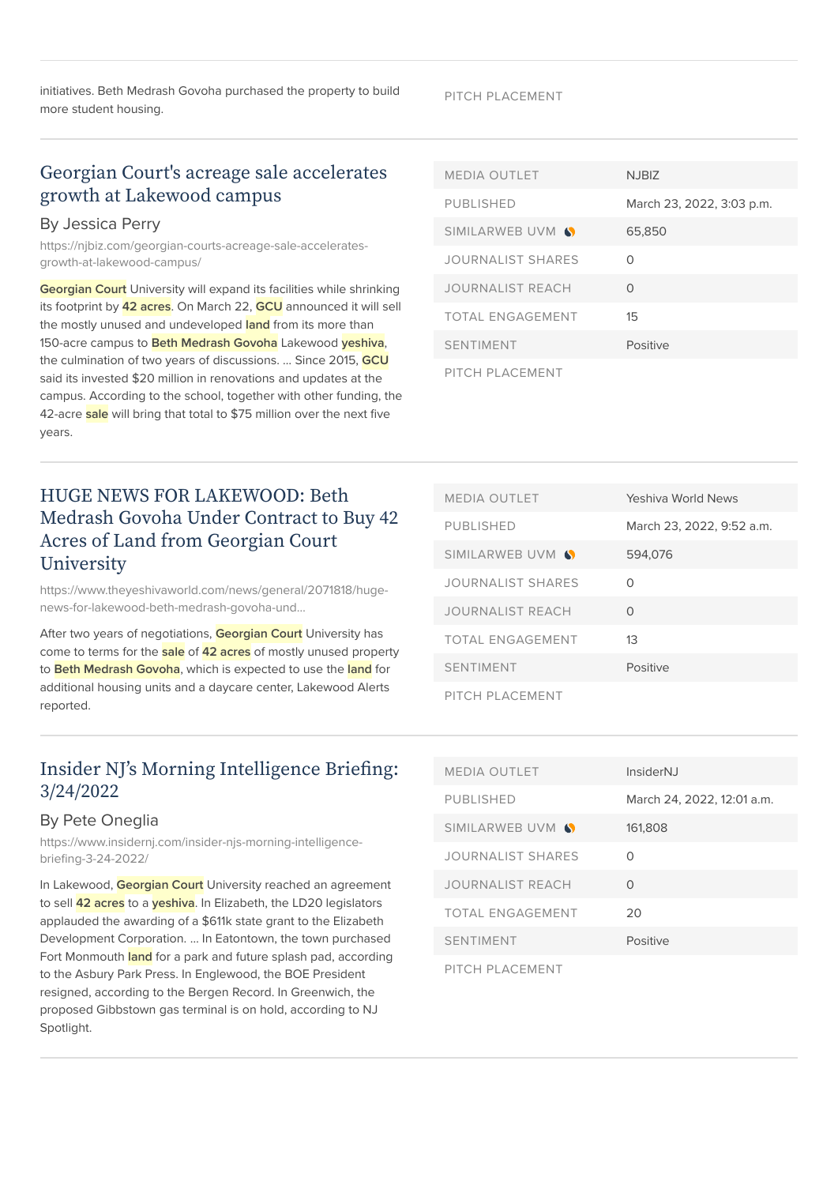initiatives. Beth Medrash Govoha purchased the property to build more student housing.

| | |
|---|---|
| PITCH PLACEMENT | |

## Georgian Court's acreage sale accelerates growth at Lakewood campus

By Jessica Perry

https://njbiz.com/georgian-courts-acreage-sale-accelerates-growth-at-lakewood-campus/

Georgian Court University will expand its facilities while shrinking its footprint by 42 acres. On March 22, GCU announced it will sell the mostly unused and undeveloped land from its more than 150-acre campus to Beth Medrash Govoha Lakewood yeshiva, the culmination of two years of discussions. ... Since 2015, GCU said its invested $20 million in renovations and updates at the campus. According to the school, together with other funding, the 42-acre sale will bring that total to $75 million over the next five years.

| | |
|---|---|
| MEDIA OUTLET | NJBIZ |
| PUBLISHED | March 23, 2022, 3:03 p.m. |
| SIMILARWEB UVM | 65,850 |
| JOURNALIST SHARES | 0 |
| JOURNALIST REACH | 0 |
| TOTAL ENGAGEMENT | 15 |
| SENTIMENT | Positive |
| PITCH PLACEMENT | |

## HUGE NEWS FOR LAKEWOOD: Beth Medrash Govoha Under Contract to Buy 42 Acres of Land from Georgian Court University

https://www.theyeshivaworld.com/news/general/2071818/huge-news-for-lakewood-beth-medrash-govoha-und...

After two years of negotiations, Georgian Court University has come to terms for the sale of 42 acres of mostly unused property to Beth Medrash Govoha, which is expected to use the land for additional housing units and a daycare center, Lakewood Alerts reported.

| | |
|---|---|
| MEDIA OUTLET | Yeshiva World News |
| PUBLISHED | March 23, 2022, 9:52 a.m. |
| SIMILARWEB UVM | 594,076 |
| JOURNALIST SHARES | 0 |
| JOURNALIST REACH | 0 |
| TOTAL ENGAGEMENT | 13 |
| SENTIMENT | Positive |
| PITCH PLACEMENT | |

## Insider NJ's Morning Intelligence Briefing: 3/24/2022

By Pete Oneglia

https://www.insidernj.com/insider-njs-morning-intelligence-briefing-3-24-2022/

In Lakewood, Georgian Court University reached an agreement to sell 42 acres to a yeshiva. In Elizabeth, the LD20 legislators applauded the awarding of a $611k state grant to the Elizabeth Development Corporation. ... In Eatontown, the town purchased Fort Monmouth land for a park and future splash pad, according to the Asbury Park Press. In Englewood, the BOE President resigned, according to the Bergen Record. In Greenwich, the proposed Gibbstown gas terminal is on hold, according to NJ Spotlight.

| | |
|---|---|
| MEDIA OUTLET | InsiderNJ |
| PUBLISHED | March 24, 2022, 12:01 a.m. |
| SIMILARWEB UVM | 161,808 |
| JOURNALIST SHARES | 0 |
| JOURNALIST REACH | 0 |
| TOTAL ENGAGEMENT | 20 |
| SENTIMENT | Positive |
| PITCH PLACEMENT | |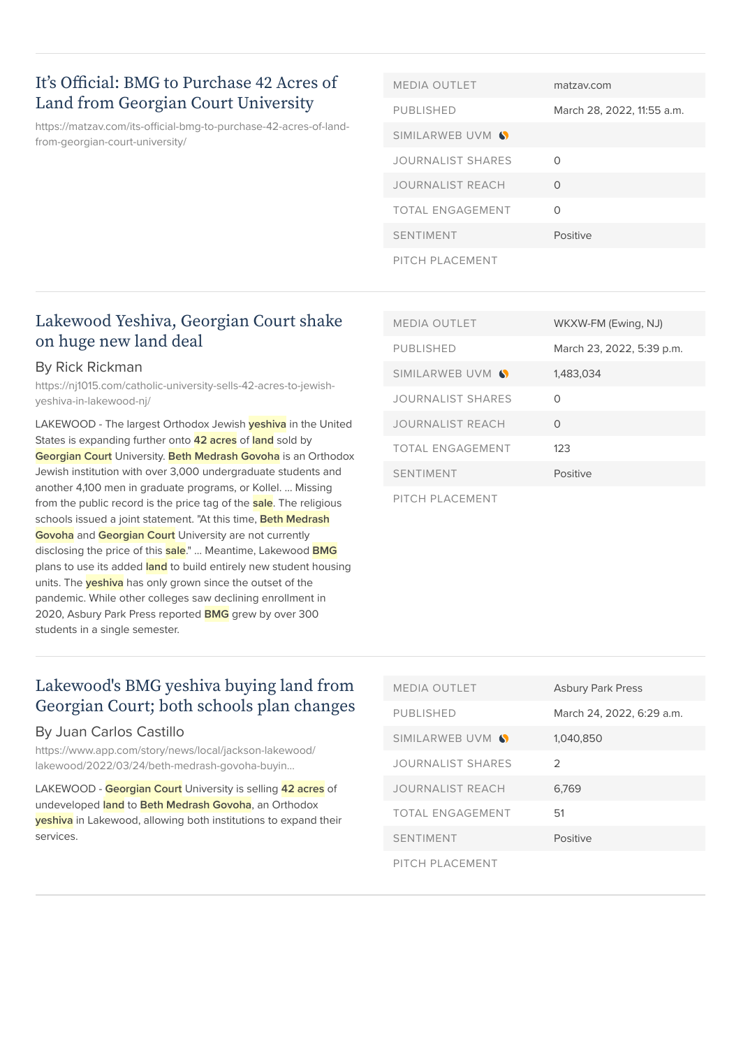## It's Official: BMG to Purchase 42 Acres of Land from Georgian Court University

https://matzav.com/its-official-bmg-to-purchase-42-acres-of-land-from-georgian-court-university/

| | |
|---|---|
| MEDIA OUTLET | matzav.com |
| PUBLISHED | March 28, 2022, 11:55 a.m. |
| SIMILARWEB UVM | |
| JOURNALIST SHARES | 0 |
| JOURNALIST REACH | 0 |
| TOTAL ENGAGEMENT | 0 |
| SENTIMENT | Positive |
| PITCH PLACEMENT | |

## Lakewood Yeshiva, Georgian Court shake on huge new land deal

By Rick Rickman

https://nj1015.com/catholic-university-sells-42-acres-to-jewish-yeshiva-in-lakewood-nj/

LAKEWOOD - The largest Orthodox Jewish yeshiva in the United States is expanding further onto 42 acres of land sold by Georgian Court University. Beth Medrash Govoha is an Orthodox Jewish institution with over 3,000 undergraduate students and another 4,100 men in graduate programs, or Kollel. ... Missing from the public record is the price tag of the sale. The religious schools issued a joint statement. "At this time, Beth Medrash Govoha and Georgian Court University are not currently disclosing the price of this sale." ... Meantime, Lakewood BMG plans to use its added land to build entirely new student housing units. The yeshiva has only grown since the outset of the pandemic. While other colleges saw declining enrollment in 2020, Asbury Park Press reported BMG grew by over 300 students in a single semester.

| | |
|---|---|
| MEDIA OUTLET | WKXW-FM (Ewing, NJ) |
| PUBLISHED | March 23, 2022, 5:39 p.m. |
| SIMILARWEB UVM | 1,483,034 |
| JOURNALIST SHARES | 0 |
| JOURNALIST REACH | 0 |
| TOTAL ENGAGEMENT | 123 |
| SENTIMENT | Positive |
| PITCH PLACEMENT | |

## Lakewood's BMG yeshiva buying land from Georgian Court; both schools plan changes

By Juan Carlos Castillo

https://www.app.com/story/news/local/jackson-lakewood/lakewood/2022/03/24/beth-medrash-govoha-buyin...

LAKEWOOD - Georgian Court University is selling 42 acres of undeveloped land to Beth Medrash Govoha, an Orthodox yeshiva in Lakewood, allowing both institutions to expand their services.

| | |
|---|---|
| MEDIA OUTLET | Asbury Park Press |
| PUBLISHED | March 24, 2022, 6:29 a.m. |
| SIMILARWEB UVM | 1,040,850 |
| JOURNALIST SHARES | 2 |
| JOURNALIST REACH | 6,769 |
| TOTAL ENGAGEMENT | 51 |
| SENTIMENT | Positive |
| PITCH PLACEMENT | |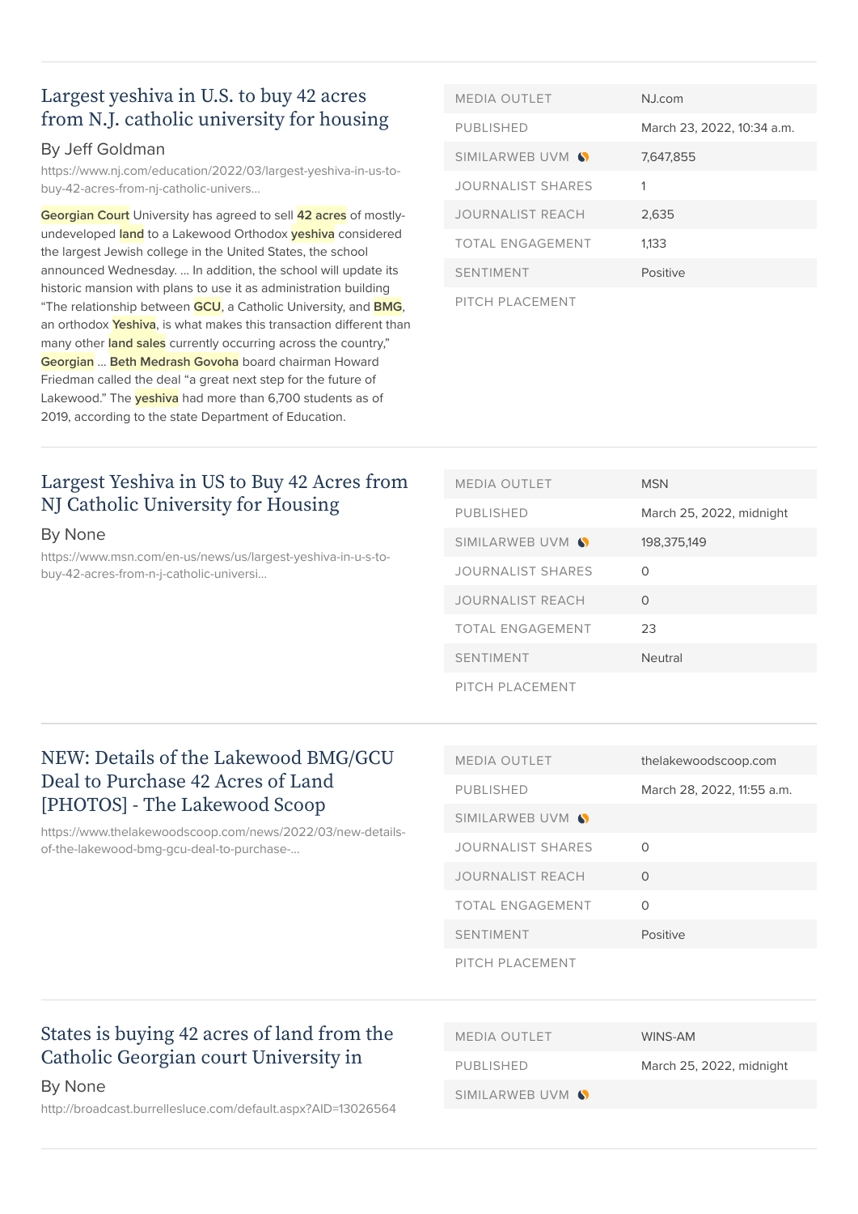## Largest yeshiva in U.S. to buy 42 acres from N.J. catholic university for housing

By Jeff Goldman

https://www.nj.com/education/2022/03/largest-yeshiva-in-us-to-buy-42-acres-from-nj-catholic-univers...

Georgian Court University has agreed to sell 42 acres of mostly-undeveloped land to a Lakewood Orthodox yeshiva considered the largest Jewish college in the United States, the school announced Wednesday. ... In addition, the school will update its historic mansion with plans to use it as administration building "The relationship between GCU, a Catholic University, and BMG, an orthodox Yeshiva, is what makes this transaction different than many other land sales currently occurring across the country," Georgian ... Beth Medrash Govoha board chairman Howard Friedman called the deal "a great next step for the future of Lakewood." The yeshiva had more than 6,700 students as of 2019, according to the state Department of Education.

| | |
|---|---|
| MEDIA OUTLET | NJ.com |
| PUBLISHED | March 23, 2022, 10:34 a.m. |
| SIMILARWEB UVM | 7,647,855 |
| JOURNALIST SHARES | 1 |
| JOURNALIST REACH | 2,635 |
| TOTAL ENGAGEMENT | 1,133 |
| SENTIMENT | Positive |
| PITCH PLACEMENT | |

## Largest Yeshiva in US to Buy 42 Acres from NJ Catholic University for Housing

By None

https://www.msn.com/en-us/news/us/largest-yeshiva-in-u-s-to-buy-42-acres-from-n-j-catholic-universi...

| | |
|---|---|
| MEDIA OUTLET | MSN |
| PUBLISHED | March 25, 2022, midnight |
| SIMILARWEB UVM | 198,375,149 |
| JOURNALIST SHARES | 0 |
| JOURNALIST REACH | 0 |
| TOTAL ENGAGEMENT | 23 |
| SENTIMENT | Neutral |
| PITCH PLACEMENT | |

## NEW: Details of the Lakewood BMG/GCU Deal to Purchase 42 Acres of Land [PHOTOS] - The Lakewood Scoop

https://www.thelakewoodscoop.com/news/2022/03/new-details-of-the-lakewood-bmg-gcu-deal-to-purchase-...

| | |
|---|---|
| MEDIA OUTLET | thelakewoodscoop.com |
| PUBLISHED | March 28, 2022, 11:55 a.m. |
| SIMILARWEB UVM | |
| JOURNALIST SHARES | 0 |
| JOURNALIST REACH | 0 |
| TOTAL ENGAGEMENT | 0 |
| SENTIMENT | Positive |
| PITCH PLACEMENT | |

## States is buying 42 acres of land from the Catholic Georgian court University in

By None

http://broadcast.burrellesluce.com/default.aspx?AID=13026564

| | |
|---|---|
| MEDIA OUTLET | WINS-AM |
| PUBLISHED | March 25, 2022, midnight |
| SIMILARWEB UVM | |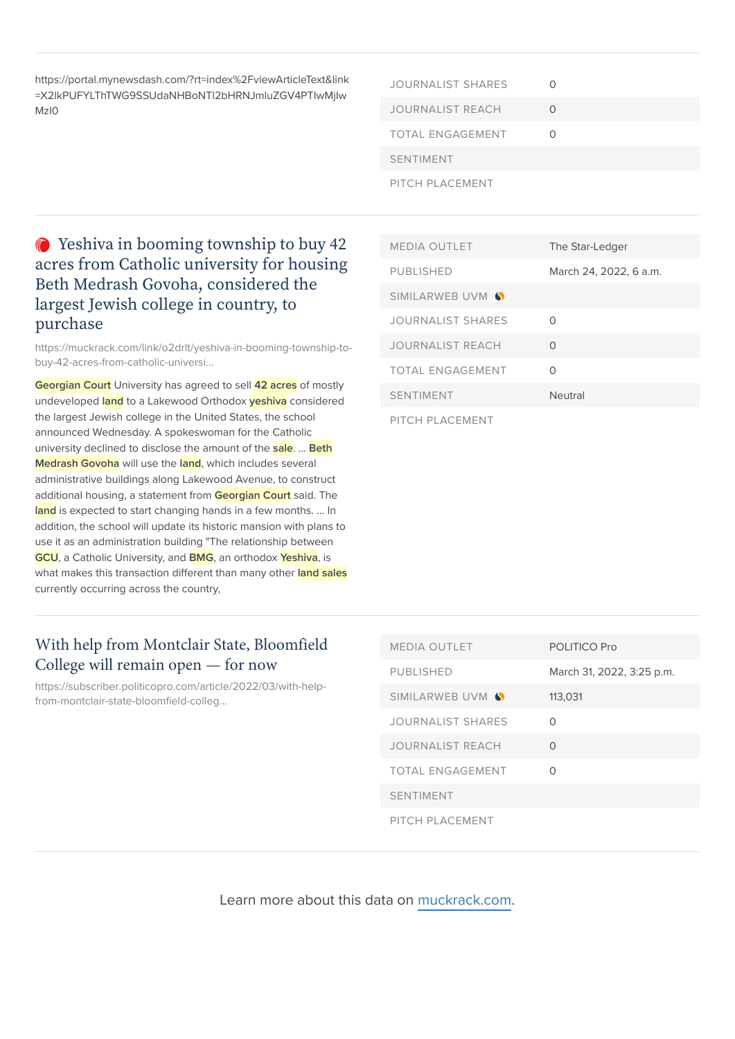https://portal.mynewsdash.com/?rt=index%2FviewArticleText&link=X2lkPUFYLThTWG9SSUdaNHBoNTI2bHRNJmluZGV4PTIwMjIwMzI0

| | |
|---|---|
| JOURNALIST SHARES | 0 |
| JOURNALIST REACH | 0 |
| TOTAL ENGAGEMENT | 0 |
| SENTIMENT | |
| PITCH PLACEMENT | |

## Yeshiva in booming township to buy 42 acres from Catholic university for housing Beth Medrash Govoha, considered the largest Jewish college in country, to purchase

https://muckrack.com/link/o2drlt/yeshiva-in-booming-township-to-buy-42-acres-from-catholic-universi...

**Georgian Court** University has agreed to sell **42 acres** of mostly undeveloped **land** to a Lakewood Orthodox **yeshiva** considered the largest Jewish college in the United States, the school announced Wednesday. A spokeswoman for the Catholic university declined to disclose the amount of the **sale**. ... **Beth Medrash Govoha** will use the **land**, which includes several administrative buildings along Lakewood Avenue, to construct additional housing, a statement from **Georgian Court** said. The **land** is expected to start changing hands in a few months. ... In addition, the school will update its historic mansion with plans to use it as an administration building "The relationship between **GCU**, a Catholic University, and **BMG**, an orthodox **Yeshiva**, is what makes this transaction different than many other **land sales** currently occurring across the country,

| | |
|---|---|
| MEDIA OUTLET | The Star-Ledger |
| PUBLISHED | March 24, 2022, 6 a.m. |
| SIMILARWEB UVM | |
| JOURNALIST SHARES | 0 |
| JOURNALIST REACH | 0 |
| TOTAL ENGAGEMENT | 0 |
| SENTIMENT | Neutral |
| PITCH PLACEMENT | |

## With help from Montclair State, Bloomfield College will remain open — for now

https://subscriber.politicopro.com/article/2022/03/with-help-from-montclair-state-bloomfield-colleg...

| | |
|---|---|
| MEDIA OUTLET | POLITICO Pro |
| PUBLISHED | March 31, 2022, 3:25 p.m. |
| SIMILARWEB UVM | 113,031 |
| JOURNALIST SHARES | 0 |
| JOURNALIST REACH | 0 |
| TOTAL ENGAGEMENT | 0 |
| SENTIMENT | |
| PITCH PLACEMENT | |

Learn more about this data on muckrack.com.